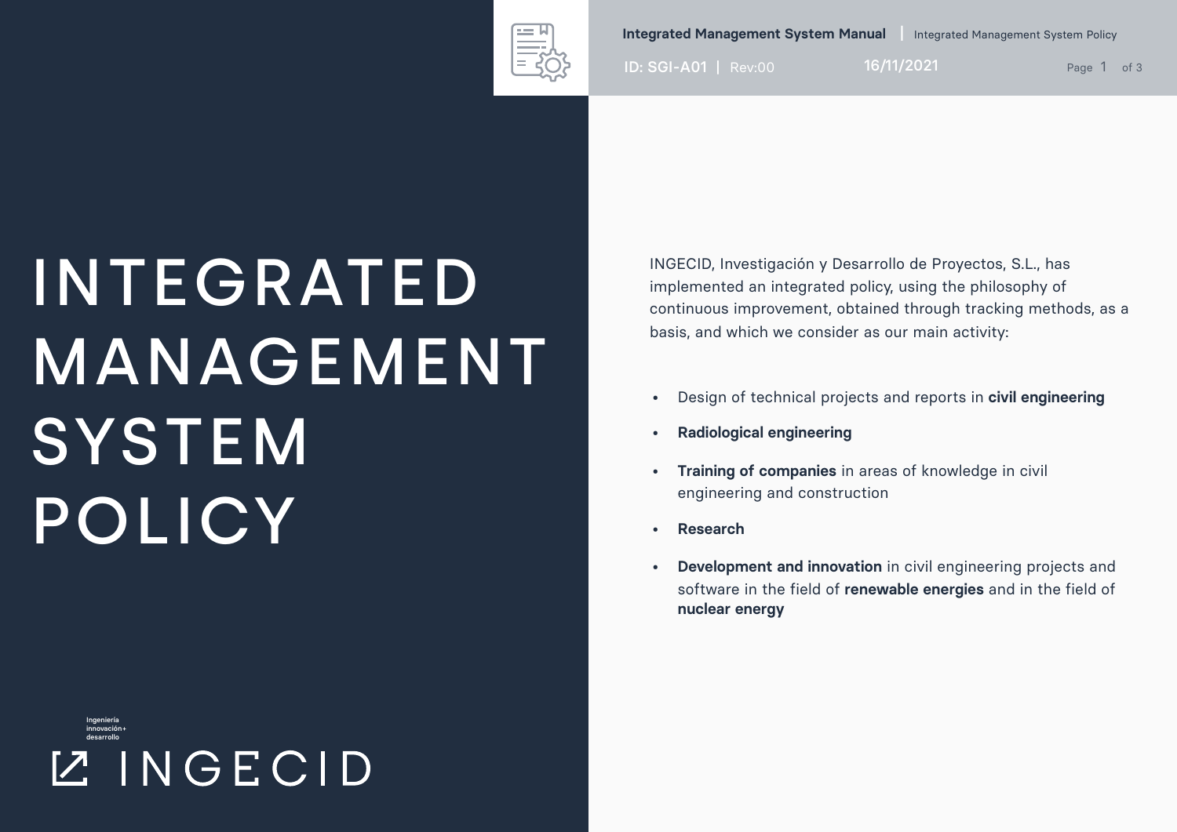# INTEGRATED MANAGEMENT SYSTEM POLICY

Ingeniería innovación+ desarrollo

INGECID

INGECID, Investigación y Desarrollo de Proyectos, S.L., has implemented an integrated policy, using the philosophy of continuous improvement, obtained through tracking methods, as a basis, and which we consider as our main activity:

- Design of technical projects and reports in **civil engineering**
- **Radiological engineering**
- **Training of companies** in areas of knowledge in civil engineering and construction
- **Research**
- **Development and innovation** in civil engineering projects and software in the field of **renewable energies** and in the field of **nuclear energy**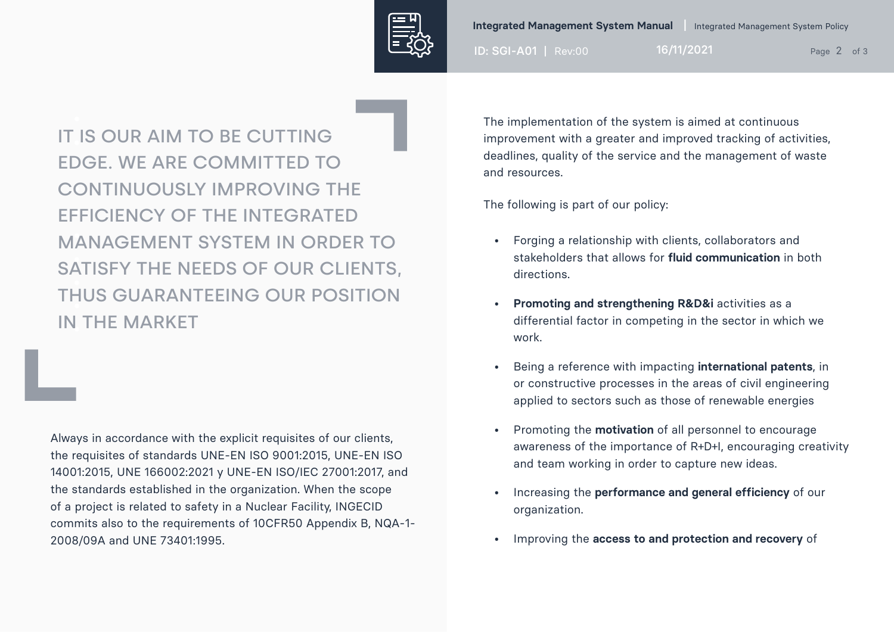IT IS OUR AIM TO BE CUTTING EDGE. WE ARE COMMITTED TO CONTINUOUSLY IMPROVING THE EFFICIENCY OF THE INTEGRATED MANAGEMENT SYSTEM IN ORDER TO SATISFY THE NEEDS OF OUR CLIENTS, THUS GUARANTEEING OUR POSITION IN THE MARKET

Always in accordance with the explicit requisites of our clients, the requisites of standards UNE-EN ISO 9001:2015, UNE-EN ISO 14001:2015, UNE 166002:2021 y UNE-EN ISO/IEC 27001:2017, and the standards established in the organization. When the scope of a project is related to safety in a Nuclear Facility, INGECID commits also to the requirements of 10CFR50 Appendix B, NQA-1-2008/09A and UNE 73401:1995.

The implementation of the system is aimed at continuous improvement with a greater and improved tracking of activities, deadlines, quality of the service and the management of waste and resources.

The following is part of our policy:

- Forging a relationship with clients, collaborators and stakeholders that allows for **fluid communication** in both directions.
- **Promoting and strengthening R&D&i** activities as a differential factor in competing in the sector in which we work.
- Being a reference with impacting **international patents**, in or constructive processes in the areas of civil engineering applied to sectors such as those of renewable energies
- Promoting the **motivation** of all personnel to encourage awareness of the importance of R+D+I, encouraging creativity and team working in order to capture new ideas.
- Increasing the **performance and general efficiency** of our organization.
- Improving the **access to and protection and recovery** of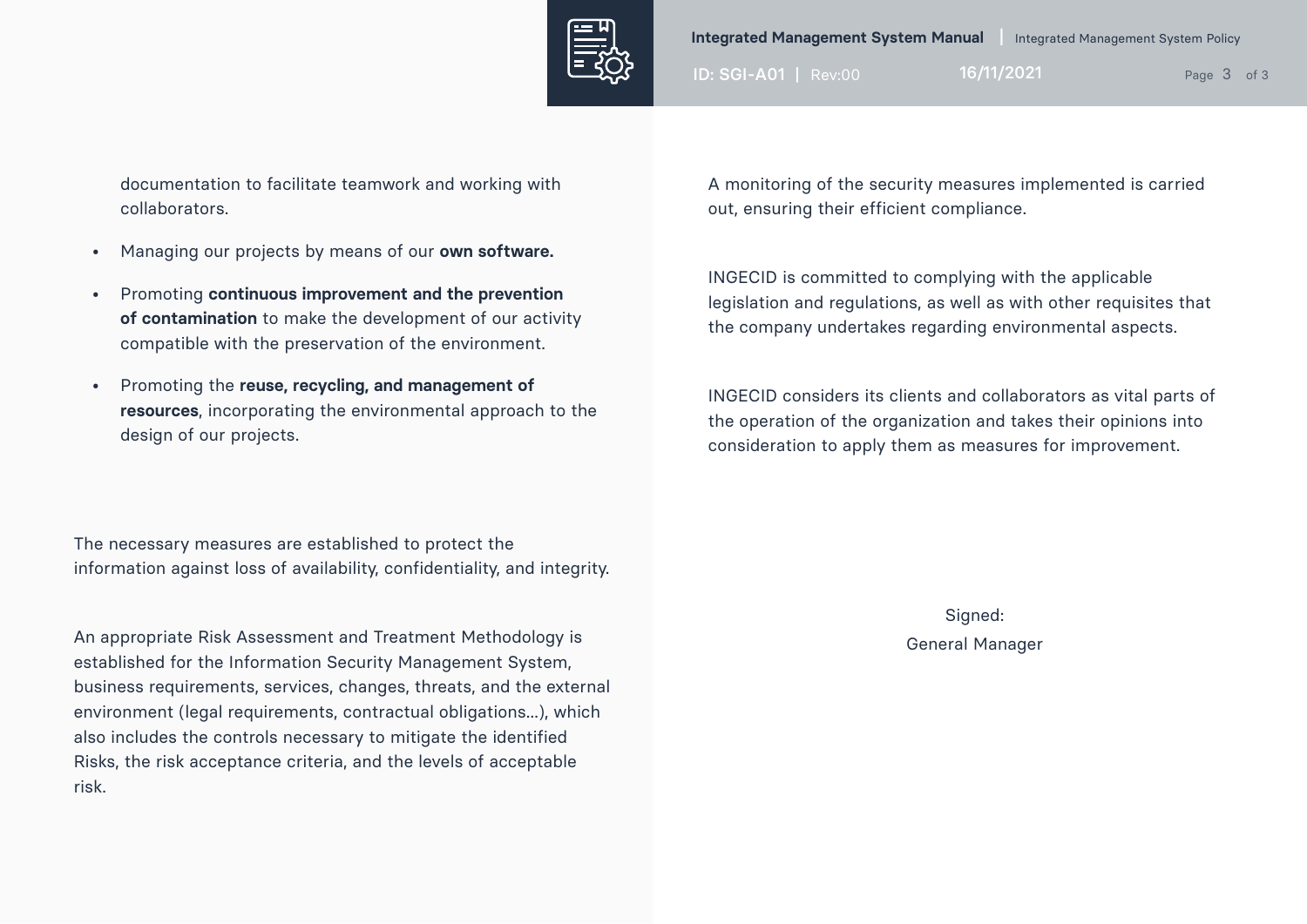documentation to facilitate teamwork and working with collaborators.

- Managing our projects by means of our **own software.**
- Promoting **continuous improvement and the prevention of contamination** to make the development of our activity compatible with the preservation of the environment.
- Promoting the **reuse, recycling, and management of resources**, incorporating the environmental approach to the design of our projects.

The necessary measures are established to protect the information against loss of availability, confidentiality, and integrity.

An appropriate Risk Assessment and Treatment Methodology is established for the Information Security Management System, business requirements, services, changes, threats, and the external environment (legal requirements, contractual obligations...), which also includes the controls necessary to mitigate the identified Risks, the risk acceptance criteria, and the levels of acceptable risk.

A monitoring of the security measures implemented is carried out, ensuring their efficient compliance.

INGECID is committed to complying with the applicable legislation and regulations, as well as with other requisites that the company undertakes regarding environmental aspects.

INGECID considers its clients and collaborators as vital parts of the operation of the organization and takes their opinions into consideration to apply them as measures for improvement.

Signed:
General Manager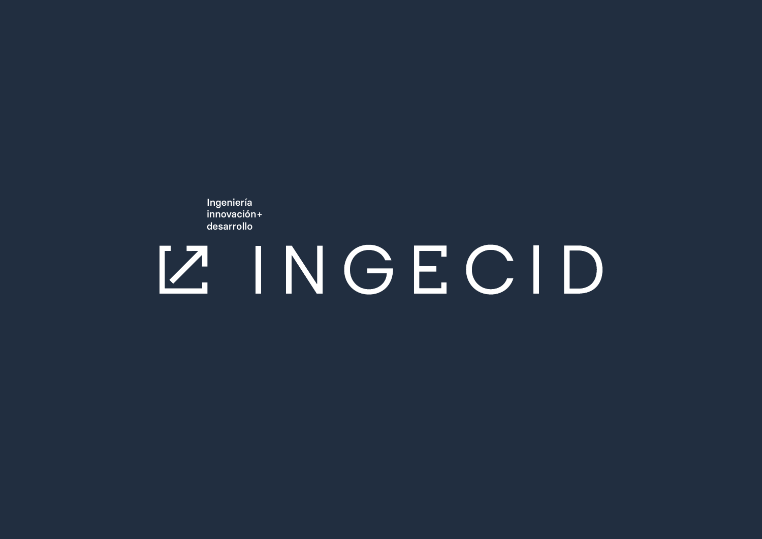Ingeniería
innovación+
desarrollo

INGECID